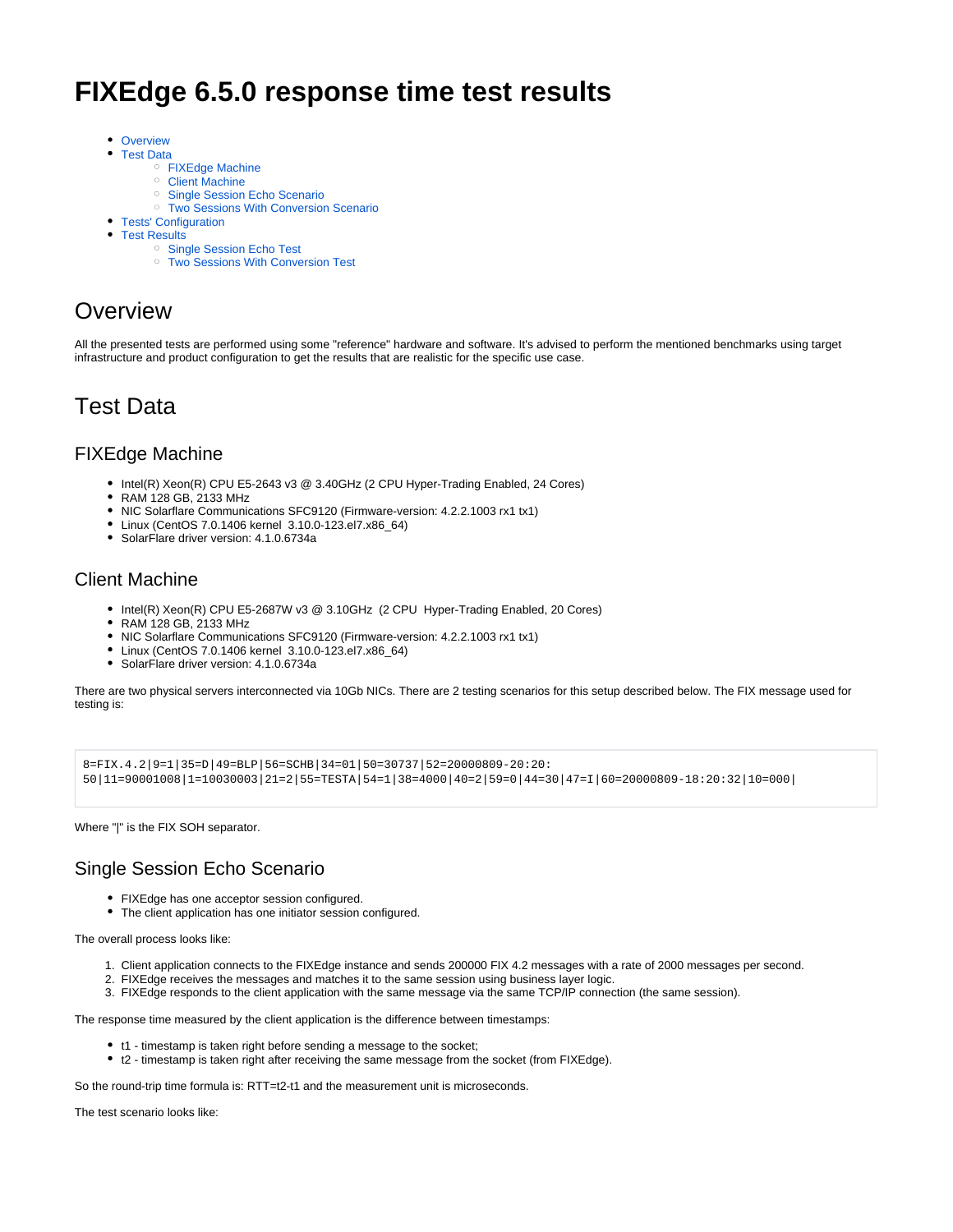# FIXEdge 6.5.0 response time test results

- Overview
- Test Data
  - FIXEdge Machine
  - Client Machine
  - Single Session Echo Scenario
  - Two Sessions With Conversion Scenario
- Tests' Configuration
- Test Results
  - Single Session Echo Test
  - Two Sessions With Conversion Test

## Overview

All the presented tests are performed using some "reference" hardware and software. It's advised to perform the mentioned benchmarks using target infrastructure and product configuration to get the results that are realistic for the specific use case.

## Test Data

### FIXEdge Machine

- Intel(R) Xeon(R) CPU E5-2643 v3 @ 3.40GHz (2 CPU Hyper-Trading Enabled, 24 Cores)
- RAM 128 GB, 2133 MHz
- NIC Solarflare Communications SFC9120 (Firmware-version: 4.2.2.1003 rx1 tx1)
- Linux (CentOS 7.0.1406 kernel 3.10.0-123.el7.x86_64)
- SolarFlare driver version: 4.1.0.6734a

### Client Machine

- Intel(R) Xeon(R) CPU E5-2687W v3 @ 3.10GHz (2 CPU Hyper-Trading Enabled, 20 Cores)
- RAM 128 GB, 2133 MHz
- NIC Solarflare Communications SFC9120 (Firmware-version: 4.2.2.1003 rx1 tx1)
- Linux (CentOS 7.0.1406 kernel 3.10.0-123.el7.x86_64)
- SolarFlare driver version: 4.1.0.6734a

There are two physical servers interconnected via 10Gb NICs. There are 2 testing scenarios for this setup described below. The FIX message used for testing is:

```
8=FIX.4.2|9=1|35=D|49=BLP|56=SCHB|34=01|50=30737|52=20000809-20:20:
50|11=90001008|1=10030003|21=2|55=TESTA|54=1|38=4000|40=2|59=0|44=30|47=I|60=20000809-18:20:32|10=000|
```

Where "|" is the FIX SOH separator.

### Single Session Echo Scenario

- FIXEdge has one acceptor session configured.
- The client application has one initiator session configured.

The overall process looks like:

1. Client application connects to the FIXEdge instance and sends 200000 FIX 4.2 messages with a rate of 2000 messages per second.
2. FIXEdge receives the messages and matches it to the same session using business layer logic.
3. FIXEdge responds to the client application with the same message via the same TCP/IP connection (the same session).

The response time measured by the client application is the difference between timestamps:

- t1 - timestamp is taken right before sending a message to the socket;
- t2 - timestamp is taken right after receiving the same message from the socket (from FIXEdge).

So the round-trip time formula is: RTT=t2-t1 and the measurement unit is microseconds.

The test scenario looks like: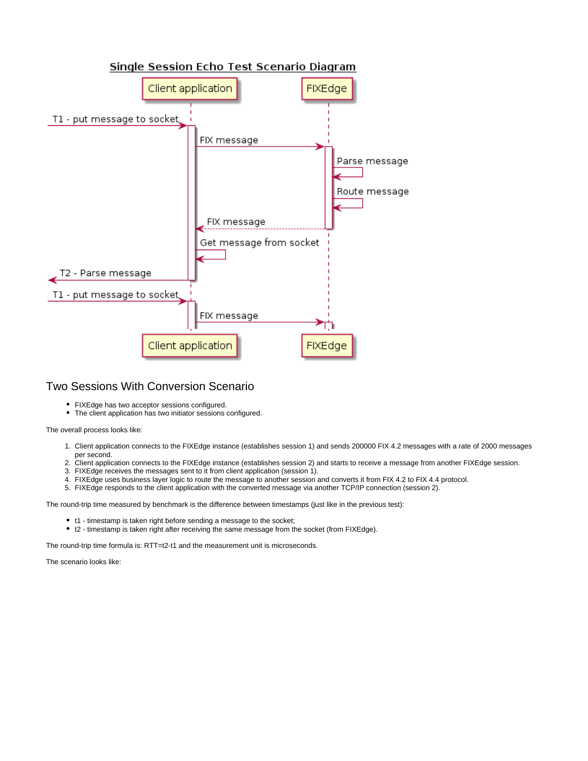**Single Session Echo Test Scenario Diagram**

Client application — FIXEdge

- T1 - put message to socket
- FIX message
- Parse message
- Route message
- FIX message
- Get message from socket
- T2 - Parse message
- T1 - put message to socket
- FIX message

Client application — FIXEdge

## Two Sessions With Conversion Scenario

- FIXEdge has two acceptor sessions configured.
- The client application has two initiator sessions configured.

The overall process looks like:

1. Client application connects to the FIXEdge instance (establishes session 1) and sends 200000 FIX 4.2 messages with a rate of 2000 messages per second.
2. Client application connects to the FIXEdge instance (establishes session 2) and starts to receive a message from another FIXEdge session.
3. FIXEdge receives the messages sent to it from client application (session 1).
4. FIXEdge uses business layer logic to route the message to another session and converts it from FIX 4.2 to FIX 4.4 protocol.
5. FIXEdge responds to the client application with the converted message via another TCP/IP connection (session 2).

The round-trip time measured by benchmark is the difference between timestamps (just like in the previous test):

- t1 - timestamp is taken right before sending a message to the socket;
- t2 - timestamp is taken right after receiving the same message from the socket (from FIXEdge).

The round-trip time formula is: RTT=t2-t1 and the measurement unit is microseconds.

The scenario looks like: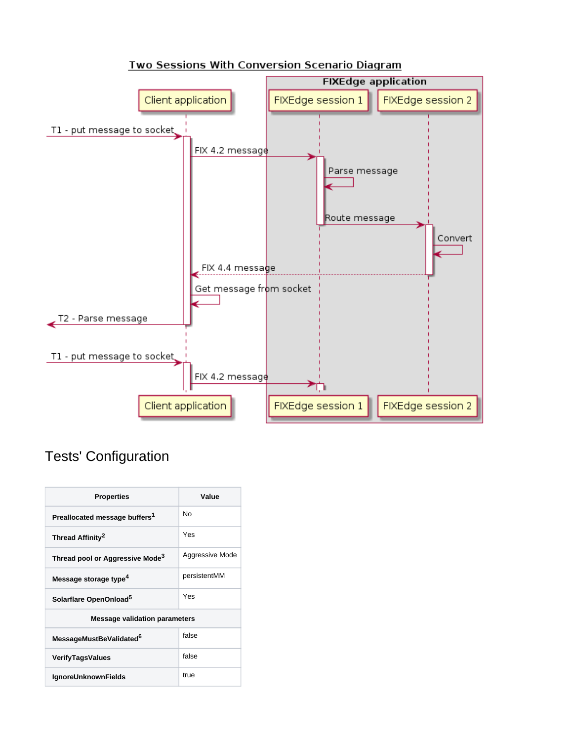**Two Sessions With Conversion Scenario Diagram**

FIXEdge application

Client application | FIXEdge session 1 | FIXEdge session 2

T1 - put message to socket

FIX 4.2 message

Parse message

Route message

Convert

FIX 4.4 message

Get message from socket

T2 - Parse message

T1 - put message to socket

FIX 4.2 message

Client application | FIXEdge session 1 | FIXEdge session 2

# Tests' Configuration

| Properties | Value |
|---|---|
| **Preallocated message buffers**[1] | No |
| **Thread Affinity**[2] | Yes |
| **Thread pool or Aggressive Mode**[3] | Aggressive Mode |
| **Message storage type**[4] | persistentMM |
| **Solarflare OpenOnload**[5] | Yes |
| **Message validation parameters** | |
| **MessageMustBeValidated**[6] | false |
| **VerifyTagsValues** | false |
| **IgnoreUnknownFields** | true |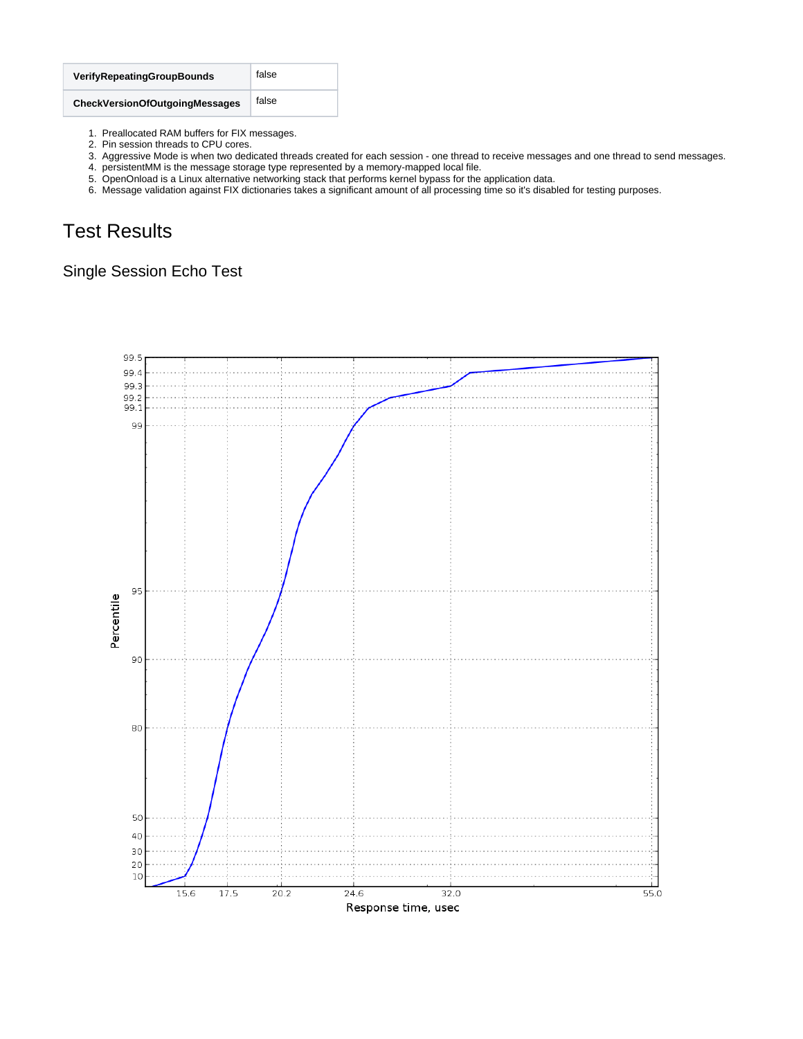| VerifyRepeatingGroupBounds | false |
| --- | --- |
| CheckVersionOfOutgoingMessages | false |

1. Preallocated RAM buffers for FIX messages.
2. Pin session threads to CPU cores.
3. Aggressive Mode is when two dedicated threads created for each session - one thread to receive messages and one thread to send messages.
4. persistentMM is the message storage type represented by a memory-mapped local file.
5. OpenOnload is a Linux alternative networking stack that performs kernel bypass for the application data.
6. Message validation against FIX dictionaries takes a significant amount of all processing time so it's disabled for testing purposes.

# Test Results

## Single Session Echo Test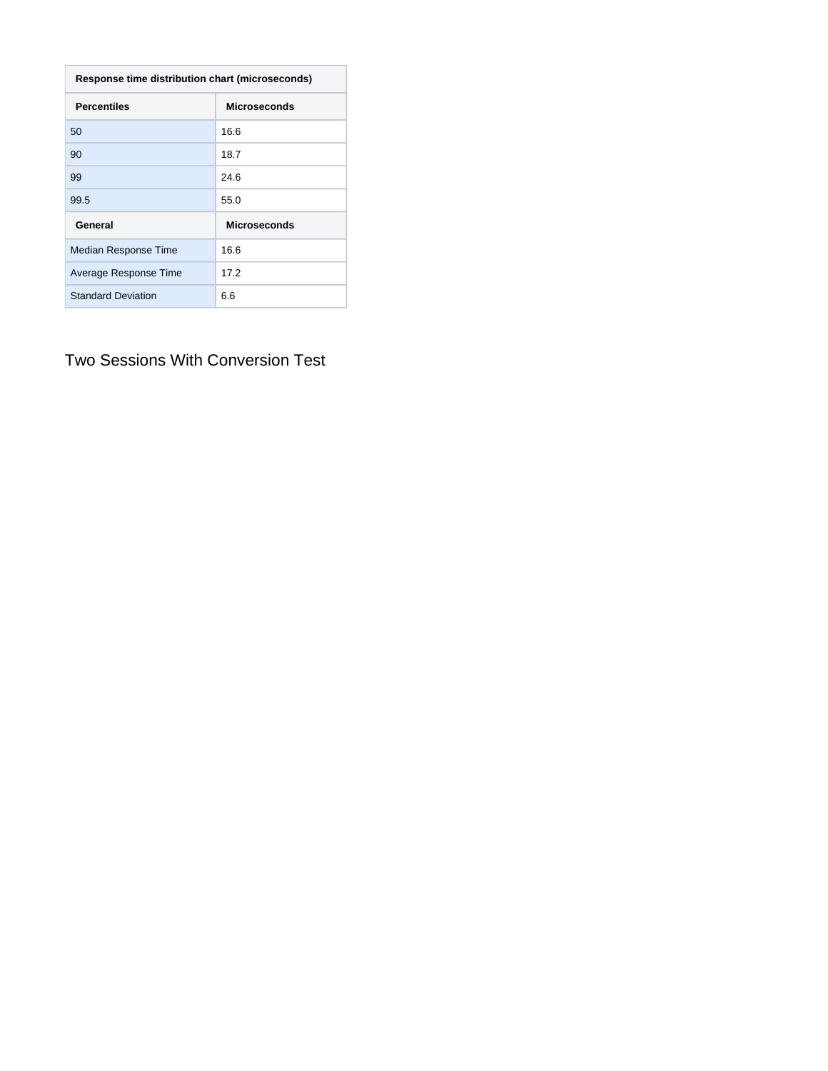| Response time distribution chart (microseconds) | |
|---|---|
| **Percentiles** | **Microseconds** |
| 50 | 16.6 |
| 90 | 18.7 |
| 99 | 24.6 |
| 99.5 | 55.0 |
| **General** | **Microseconds** |
| Median Response Time | 16.6 |
| Average Response Time | 17.2 |
| Standard Deviation | 6.6 |

## Two Sessions With Conversion Test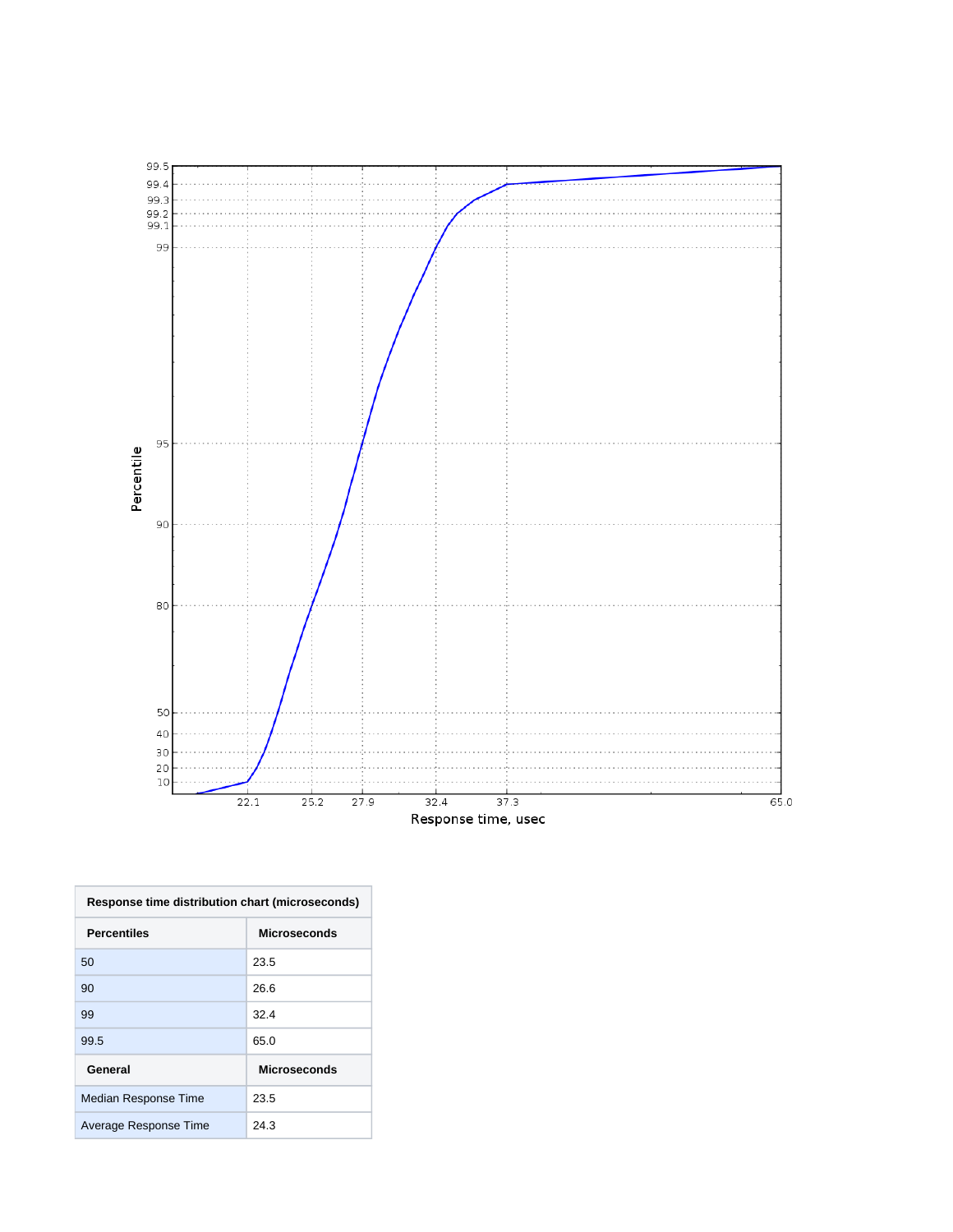| Response time distribution chart (microseconds) | |
|---|---|
| **Percentiles** | **Microseconds** |
| 50 | 23.5 |
| 90 | 26.6 |
| 99 | 32.4 |
| 99.5 | 65.0 |
| **General** | **Microseconds** |
| Median Response Time | 23.5 |
| Average Response Time | 24.3 |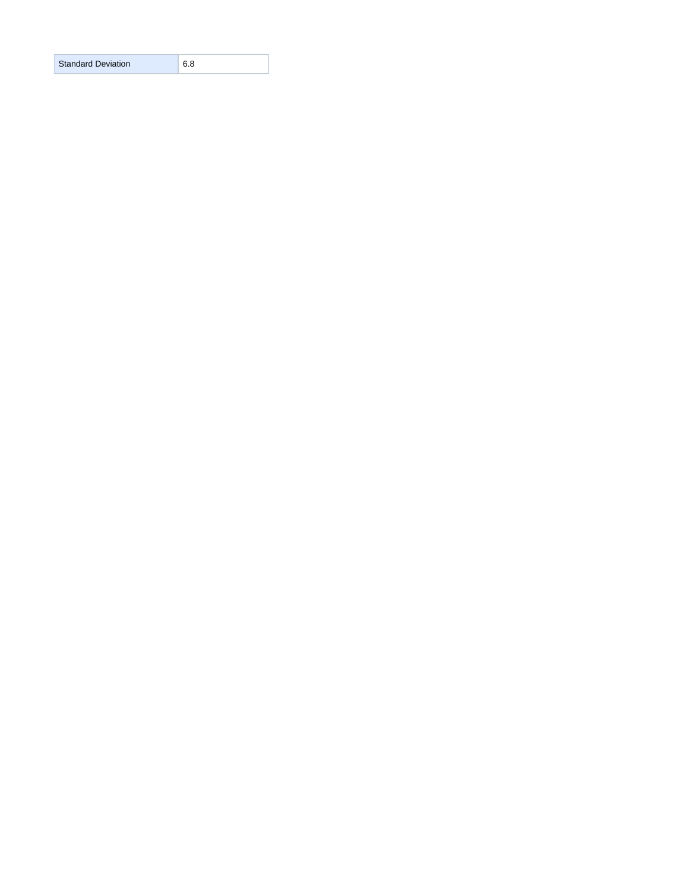| | |
|---|---|
| Standard Deviation | 6.8 |